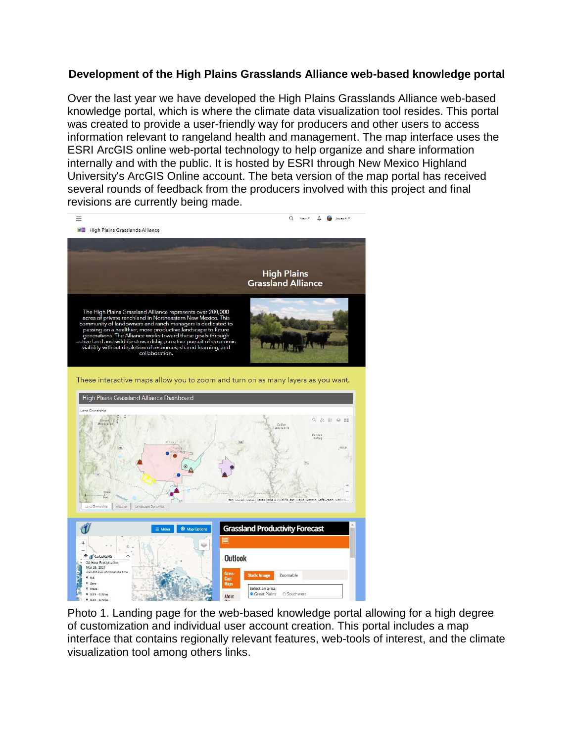# Development of the High Plains Grasslands Alliance web-based knowledge portal

Over the last year we have developed the High Plains Grasslands Alliance web-based knowledge portal, which is where the climate data visualization tool resides. This portal was created to provide a user-friendly way for producers and other users to access information relevant to rangeland health and management. The map interface uses the ESRI ArcGIS online web-portal technology to help organize and share information internally and with the public. It is hosted by ESRI through New Mexico Highland University's ArcGIS Online account. The beta version of the map portal has received several rounds of feedback from the producers involved with this project and final revisions are currently being made.

Photo 1. Landing page for the web-based knowledge portal allowing for a high degree of customization and individual user account creation. This portal includes a map interface that contains regionally relevant features, web-tools of interest, and the climate visualization tool among others links.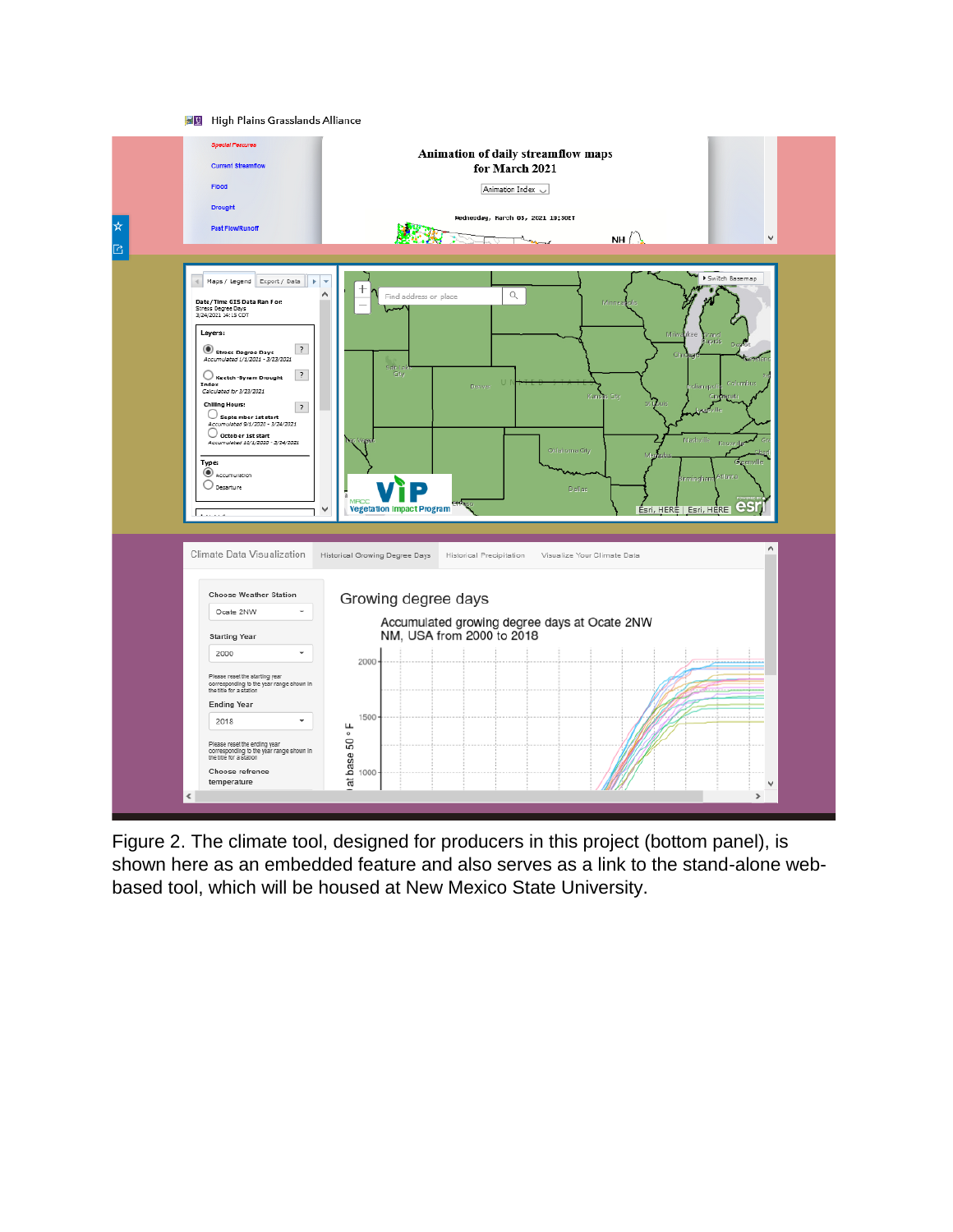High Plains Grasslands Alliance

Special Features

Current Streamflow

Flood

Drought

Past Flow/Runoff

Animation of daily streamflow maps
for March 2021

Animation Index

Wednesday, March 03, 2021 19:30ET

Maps / Legend | Export / Data

Date/Time GIS Data Ran For:
Stress Degree Days
3/24/2021 14:15 CDT

Layers:

Stress Degree Days
Accumulated 1/1/2021 - 3/23/2021

Keetch-Byram Drought Index
Calculated for 3/23/2021

Chilling Hours:

September 1st start
Accumulated 9/1/2020 - 3/24/2021

October 1st start
Accumulated 10/1/2020 - 3/24/2021

Type:

Accumulation

Departure

Find address or place

Switch Basemap

MRCC Vegetation Impact Program

Esri, HERE | Esri, HERE

Climate Data Visualization | Historical Growing Degree Days | Historical Precipitation | Visualize Your Climate Data

Choose Weather Station

Ocate 2NW

Starting Year

2000

Please reset the starting year corresponding to the year range shown in the title for a station

Ending Year

2018

Please reset the ending year corresponding to the year range shown in the title for a station

Choose reference temperature

Growing degree days

Accumulated growing degree days at Ocate 2NW NM, USA from 2000 to 2018

2000

1500

1000

at base 50 ° F

Figure 2. The climate tool, designed for producers in this project (bottom panel), is shown here as an embedded feature and also serves as a link to the stand-alone web-based tool, which will be housed at New Mexico State University.